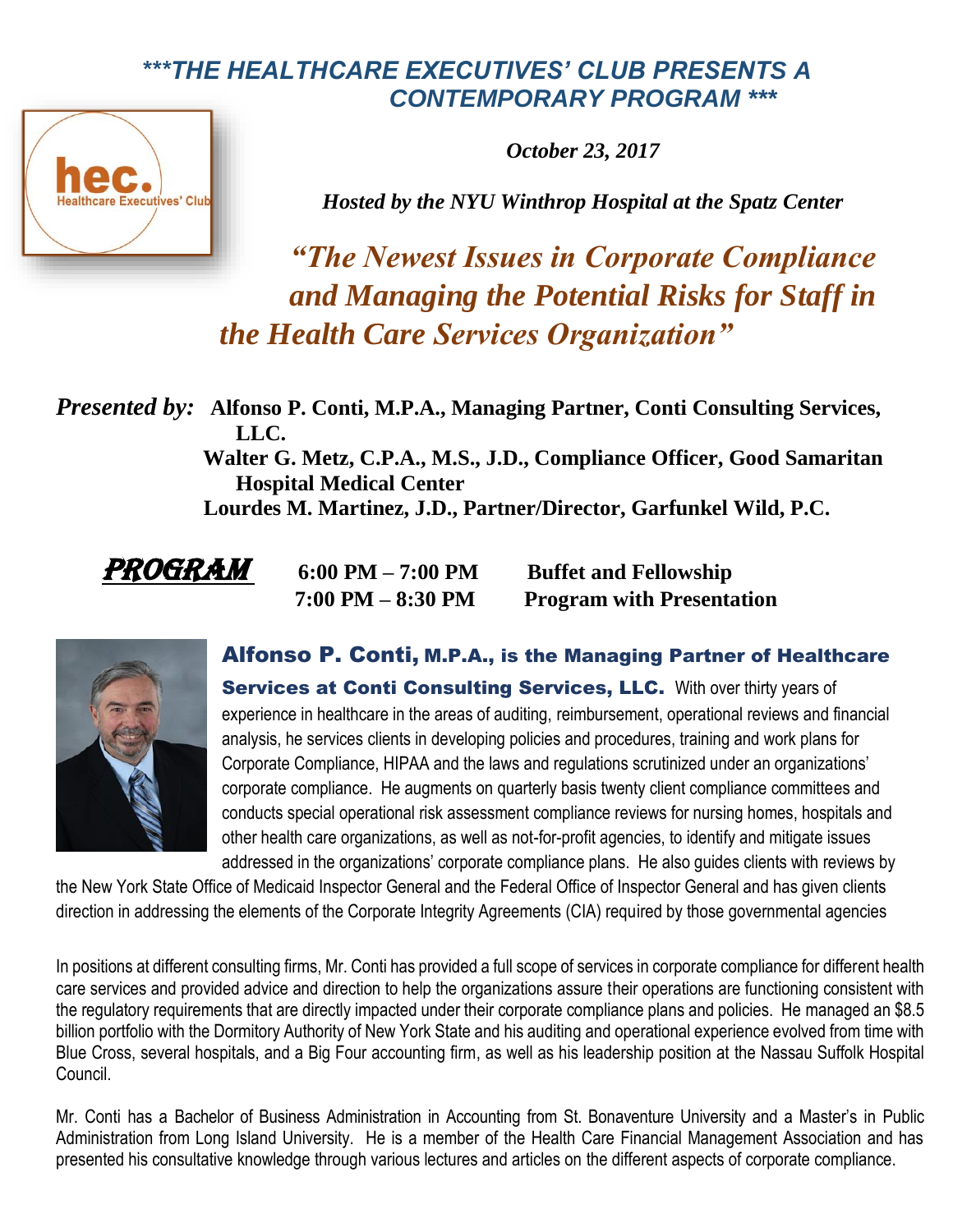# \*\*\*THE HEALTHCARE EXECUTIVES' CLUB PRESENTS A CONTEMPORARY PROGRAM \*\*\*

*October 23, 2017*

*Hosted by the NYU Winthrop Hospital at the Spatz Center*

## *"The Newest Issues in Corporate Compliance and Managing the Potential Risks for Staff in the Health Care Services Organization"*

***Presented by:*** **Alfonso P. Conti, M.P.A., Managing Partner, Conti Consulting Services, LLC.**
**Walter G. Metz, C.P.A., M.S., J.D., Compliance Officer, Good Samaritan Hospital Medical Center**
**Lourdes M. Martinez, J.D., Partner/Director, Garfunkel Wild, P.C.**

**PROGRAM**

| | |
|---|---|
| **6:00 PM – 7:00 PM** | **Buffet and Fellowship** |
| **7:00 PM – 8:30 PM** | **Program with Presentation** |

**Alfonso P. Conti, M.P.A., is the Managing Partner of Healthcare Services at Conti Consulting Services, LLC.** With over thirty years of experience in healthcare in the areas of auditing, reimbursement, operational reviews and financial analysis, he services clients in developing policies and procedures, training and work plans for Corporate Compliance, HIPAA and the laws and regulations scrutinized under an organizations' corporate compliance. He augments on quarterly basis twenty client compliance committees and conducts special operational risk assessment compliance reviews for nursing homes, hospitals and other health care organizations, as well as not-for-profit agencies, to identify and mitigate issues addressed in the organizations' corporate compliance plans. He also guides clients with reviews by the New York State Office of Medicaid Inspector General and the Federal Office of Inspector General and has given clients direction in addressing the elements of the Corporate Integrity Agreements (CIA) required by those governmental agencies

In positions at different consulting firms, Mr. Conti has provided a full scope of services in corporate compliance for different health care services and provided advice and direction to help the organizations assure their operations are functioning consistent with the regulatory requirements that are directly impacted under their corporate compliance plans and policies. He managed an $8.5 billion portfolio with the Dormitory Authority of New York State and his auditing and operational experience evolved from time with Blue Cross, several hospitals, and a Big Four accounting firm, as well as his leadership position at the Nassau Suffolk Hospital Council.

Mr. Conti has a Bachelor of Business Administration in Accounting from St. Bonaventure University and a Master's in Public Administration from Long Island University. He is a member of the Health Care Financial Management Association and has presented his consultative knowledge through various lectures and articles on the different aspects of corporate compliance.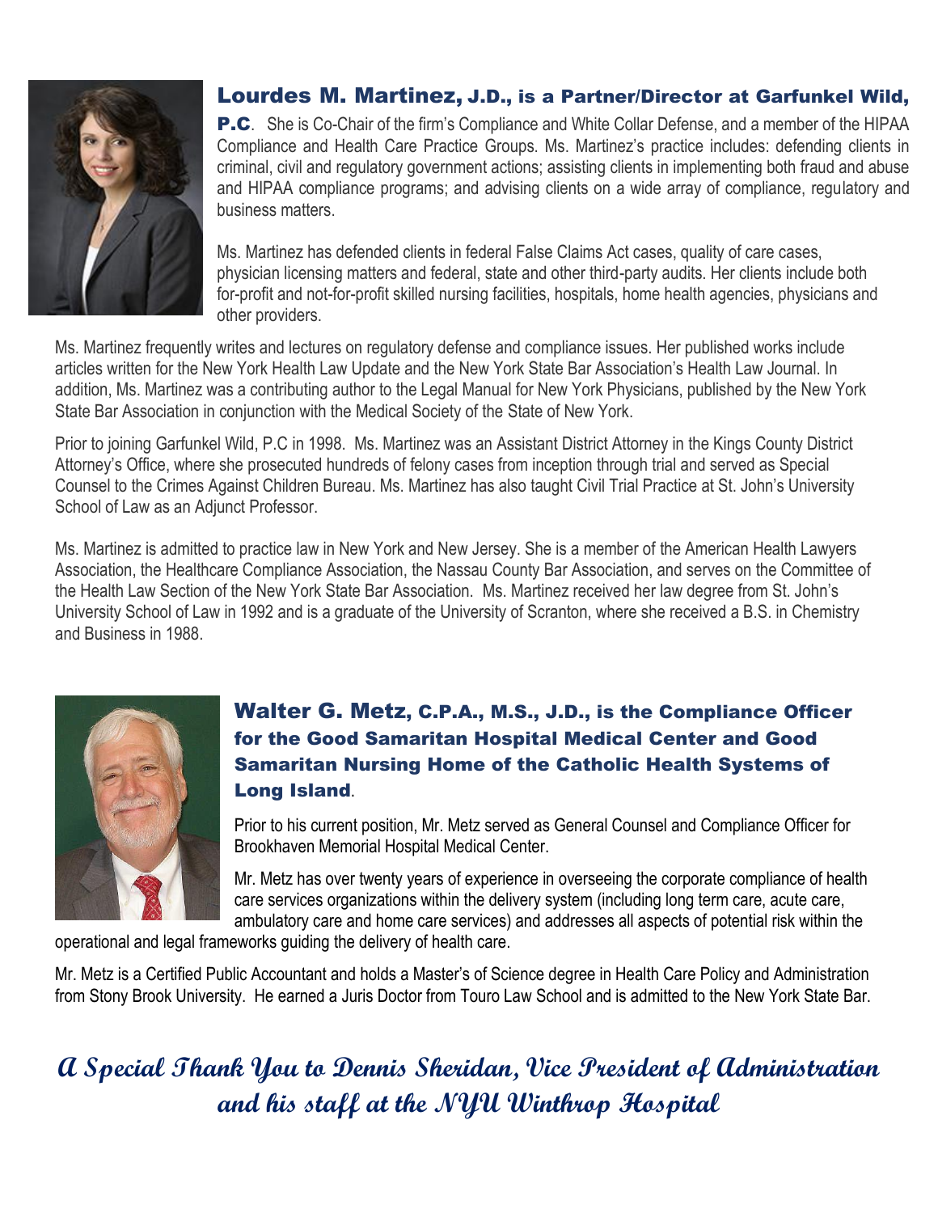**Lourdes M. Martinez, J.D., is a Partner/Director at Garfunkel Wild, P.C**. She is Co-Chair of the firm's Compliance and White Collar Defense, and a member of the HIPAA Compliance and Health Care Practice Groups. Ms. Martinez's practice includes: defending clients in criminal, civil and regulatory government actions; assisting clients in implementing both fraud and abuse and HIPAA compliance programs; and advising clients on a wide array of compliance, regulatory and business matters.

Ms. Martinez has defended clients in federal False Claims Act cases, quality of care cases, physician licensing matters and federal, state and other third-party audits. Her clients include both for-profit and not-for-profit skilled nursing facilities, hospitals, home health agencies, physicians and other providers.

Ms. Martinez frequently writes and lectures on regulatory defense and compliance issues. Her published works include articles written for the New York Health Law Update and the New York State Bar Association's Health Law Journal. In addition, Ms. Martinez was a contributing author to the Legal Manual for New York Physicians, published by the New York State Bar Association in conjunction with the Medical Society of the State of New York.

Prior to joining Garfunkel Wild, P.C in 1998. Ms. Martinez was an Assistant District Attorney in the Kings County District Attorney's Office, where she prosecuted hundreds of felony cases from inception through trial and served as Special Counsel to the Crimes Against Children Bureau. Ms. Martinez has also taught Civil Trial Practice at St. John's University School of Law as an Adjunct Professor.

Ms. Martinez is admitted to practice law in New York and New Jersey. She is a member of the American Health Lawyers Association, the Healthcare Compliance Association, the Nassau County Bar Association, and serves on the Committee of the Health Law Section of the New York State Bar Association. Ms. Martinez received her law degree from St. John's University School of Law in 1992 and is a graduate of the University of Scranton, where she received a B.S. in Chemistry and Business in 1988.

**Walter G. Metz, C.P.A., M.S., J.D., is the Compliance Officer for the Good Samaritan Hospital Medical Center and Good Samaritan Nursing Home of the Catholic Health Systems of Long Island**.

Prior to his current position, Mr. Metz served as General Counsel and Compliance Officer for Brookhaven Memorial Hospital Medical Center.

Mr. Metz has over twenty years of experience in overseeing the corporate compliance of health care services organizations within the delivery system (including long term care, acute care, ambulatory care and home care services) and addresses all aspects of potential risk within the operational and legal frameworks guiding the delivery of health care.

Mr. Metz is a Certified Public Accountant and holds a Master's of Science degree in Health Care Policy and Administration from Stony Brook University. He earned a Juris Doctor from Touro Law School and is admitted to the New York State Bar.

***A Special Thank You to Dennis Sheridan, Vice President of Administration and his staff at the NYU Winthrop Hospital***